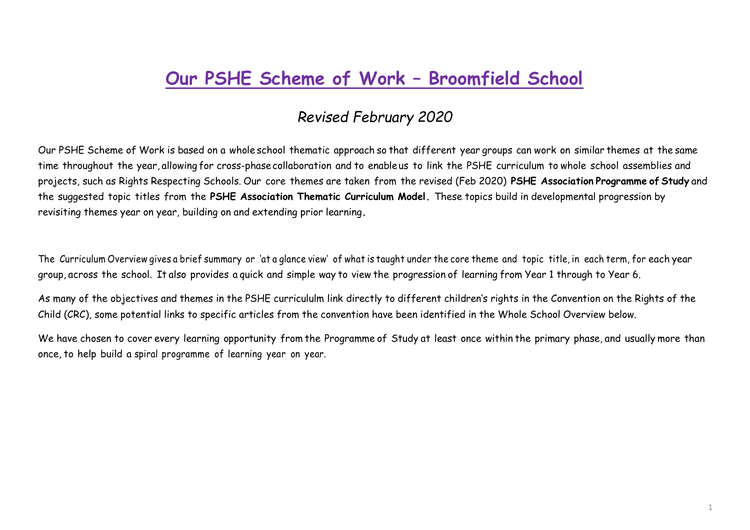# Our PSHE Scheme of Work – Broomfield School

*Revised February 2020*

Our PSHE Scheme of Work is based on a whole school thematic approach so that different year groups can work on similar themes at the same time throughout the year, allowing for cross-phase collaboration and to enable us to link the PSHE curriculum to whole school assemblies and projects, such as Rights Respecting Schools. Our core themes are taken from the revised (Feb 2020) **PSHE Association Programme of Study** and the suggested topic titles from the **PSHE Association Thematic Curriculum Model.** These topics build in developmental progression by revisiting themes year on year, building on and extending prior learning.

The Curriculum Overview gives a brief summary or 'at a glance view' of what is taught under the core theme and topic title, in each term, for each year group, across the school. It also provides a quick and simple way to view the progression of learning from Year 1 through to Year 6.

As many of the objectives and themes in the PSHE curricululm link directly to different children's rights in the Convention on the Rights of the Child (CRC), some potential links to specific articles from the convention have been identified in the Whole School Overview below.

We have chosen to cover every learning opportunity from the Programme of Study at least once within the primary phase, and usually more than once, to help build a spiral programme of learning year on year.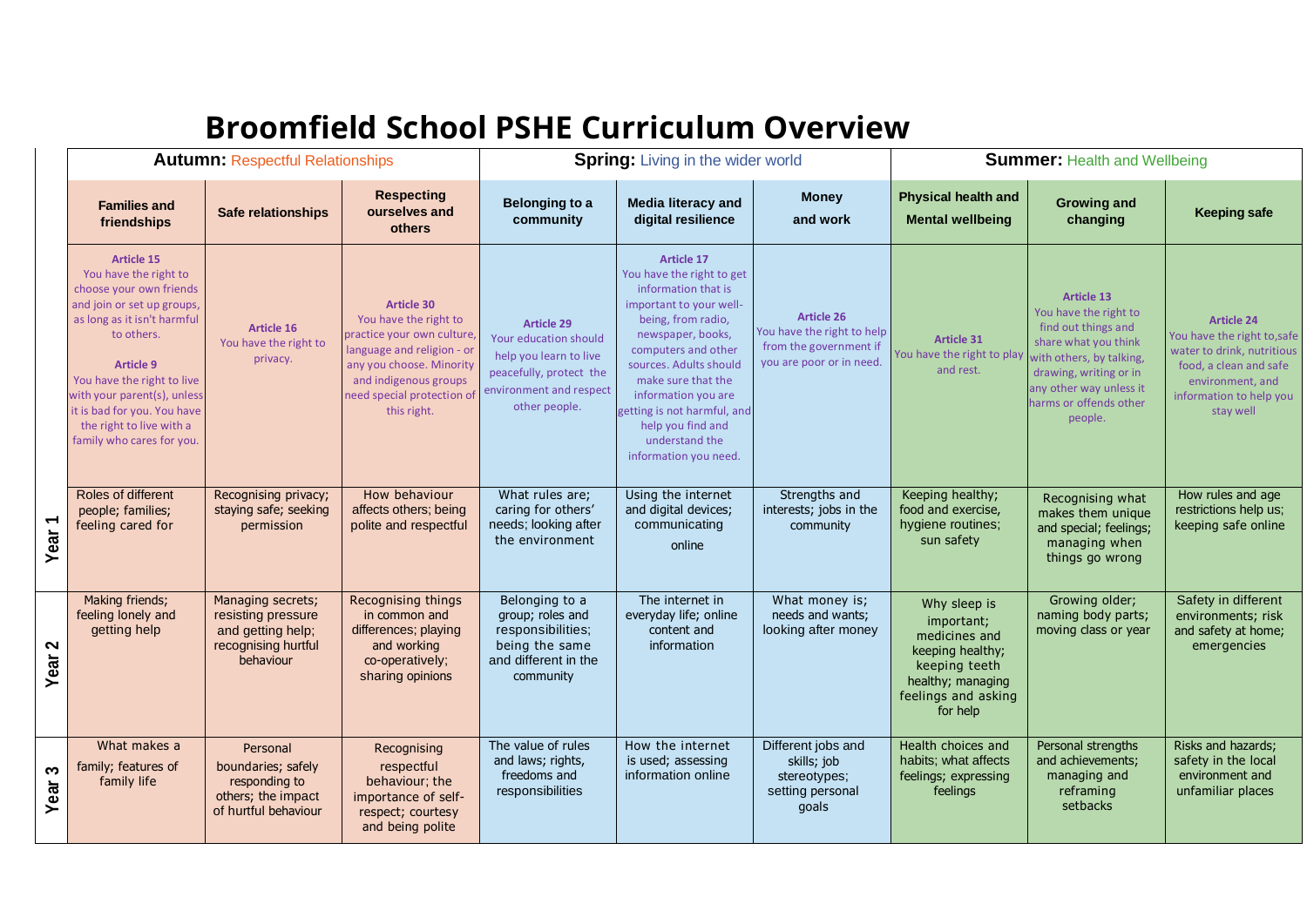# Broomfield School PSHE Curriculum Overview

| | **Autumn:** Respectful Relationships | | | **Spring:** Living in the wider world | | | **Summer:** Health and Wellbeing | | |
|---|---|---|---|---|---|---|---|---|---|
| | **Families and friendships** | **Safe relationships** | **Respecting ourselves and others** | **Belonging to a community** | **Media literacy and digital resilience** | **Money and work** | **Physical health and Mental wellbeing** | **Growing and changing** | **Keeping safe** |
| | **Article 15** You have the right to choose your own friends and join or set up groups, as long as it isn't harmful to others. **Article 9** You have the right to live with your parent(s), unless it is bad for you. You have the right to live with a family who cares for you. | **Article 16** You have the right to privacy. | **Article 30** You have the right to practice your own culture, language and religion - or any you choose. Minority and indigenous groups need special protection of this right. | **Article 29** Your education should help you learn to live peacefully, protect the environment and respect other people. | **Article 17** You have the right to get information that is important to your well-being, from radio, newspaper, books, computers and other sources. Adults should make sure that the information you are getting is not harmful, and help you find and understand the information you need. | **Article 26** You have the right to help from the government if you are poor or in need. | **Article 31** You have the right to play and rest. | **Article 13** You have the right to find out things and share what you think with others, by talking, drawing, writing or in any other way unless it harms or offends other people. | **Article 24** You have the right to,safe water to drink, nutritious food, a clean and safe environment, and information to help you stay well |
| **Year 1** | Roles of different people; families; feeling cared for | Recognising privacy; staying safe; seeking permission | How behaviour affects others; being polite and respectful | What rules are; caring for others' needs; looking after the environment | Using the internet and digital devices; communicating online | Strengths and interests; jobs in the community | Keeping healthy; food and exercise, hygiene routines; sun safety | Recognising what makes them unique and special; feelings; managing when things go wrong | How rules and age restrictions help us; keeping safe online |
| **Year 2** | Making friends; feeling lonely and getting help | Managing secrets; resisting pressure and getting help; recognising hurtful behaviour | Recognising things in common and differences; playing and working co-operatively; sharing opinions | Belonging to a group; roles and responsibilities; being the same and different in the community | The internet in everyday life; online content and information | What money is; needs and wants; looking after money | Why sleep is important; medicines and keeping healthy; keeping teeth healthy; managing feelings and asking for help | Growing older; naming body parts; moving class or year | Safety in different environments; risk and safety at home; emergencies |
| **Year 3** | What makes a family; features of family life | Personal boundaries; safely responding to others; the impact of hurtful behaviour | Recognising respectful behaviour; the importance of self-respect; courtesy and being polite | The value of rules and laws; rights, freedoms and responsibilities | How the internet is used; assessing information online | Different jobs and skills; job stereotypes; setting personal goals | Health choices and habits; what affects feelings; expressing feelings | Personal strengths and achievements; managing and reframing setbacks | Risks and hazards; safety in the local environment and unfamiliar places |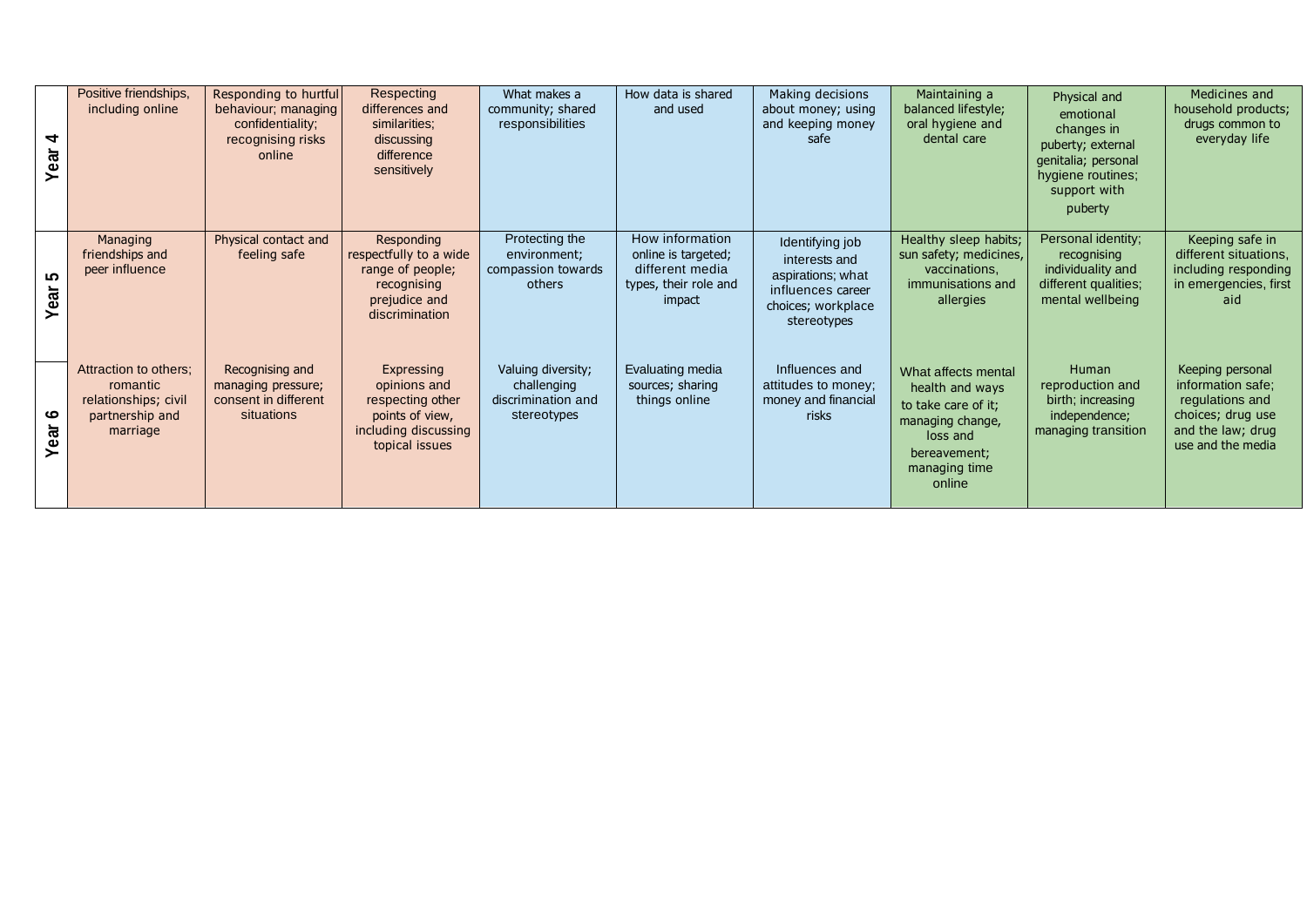| | | | | | | | | | |
|---|---|---|---|---|---|---|---|---|---|
| **Year 4** | Positive friendships, including online | Responding to hurtful behaviour; managing confidentiality; recognising risks online | Respecting differences and similarities; discussing difference sensitively | What makes a community; shared responsibilities | How data is shared and used | Making decisions about money; using and keeping money safe | Maintaining a balanced lifestyle; oral hygiene and dental care | Physical and emotional changes in puberty; external genitalia; personal hygiene routines; support with puberty | Medicines and household products; drugs common to everyday life |
| **Year 5** | Managing friendships and peer influence | Physical contact and feeling safe | Responding respectfully to a wide range of people; recognising prejudice and discrimination | Protecting the environment; compassion towards others | How information online is targeted; different media types, their role and impact | Identifying job interests and aspirations; what influences career choices; workplace stereotypes | Healthy sleep habits; sun safety; medicines, vaccinations, immunisations and allergies | Personal identity; recognising individuality and different qualities; mental wellbeing | Keeping safe in different situations, including responding in emergencies, first aid |
| **Year 6** | Attraction to others; romantic relationships; civil partnership and marriage | Recognising and managing pressure; consent in different situations | Expressing opinions and respecting other points of view, including discussing topical issues | Valuing diversity; challenging discrimination and stereotypes | Evaluating media sources; sharing things online | Influences and attitudes to money; money and financial risks | What affects mental health and ways to take care of it; managing change, loss and bereavement; managing time online | Human reproduction and birth; increasing independence; managing transition | Keeping personal information safe; regulations and choices; drug use and the law; drug use and the media |